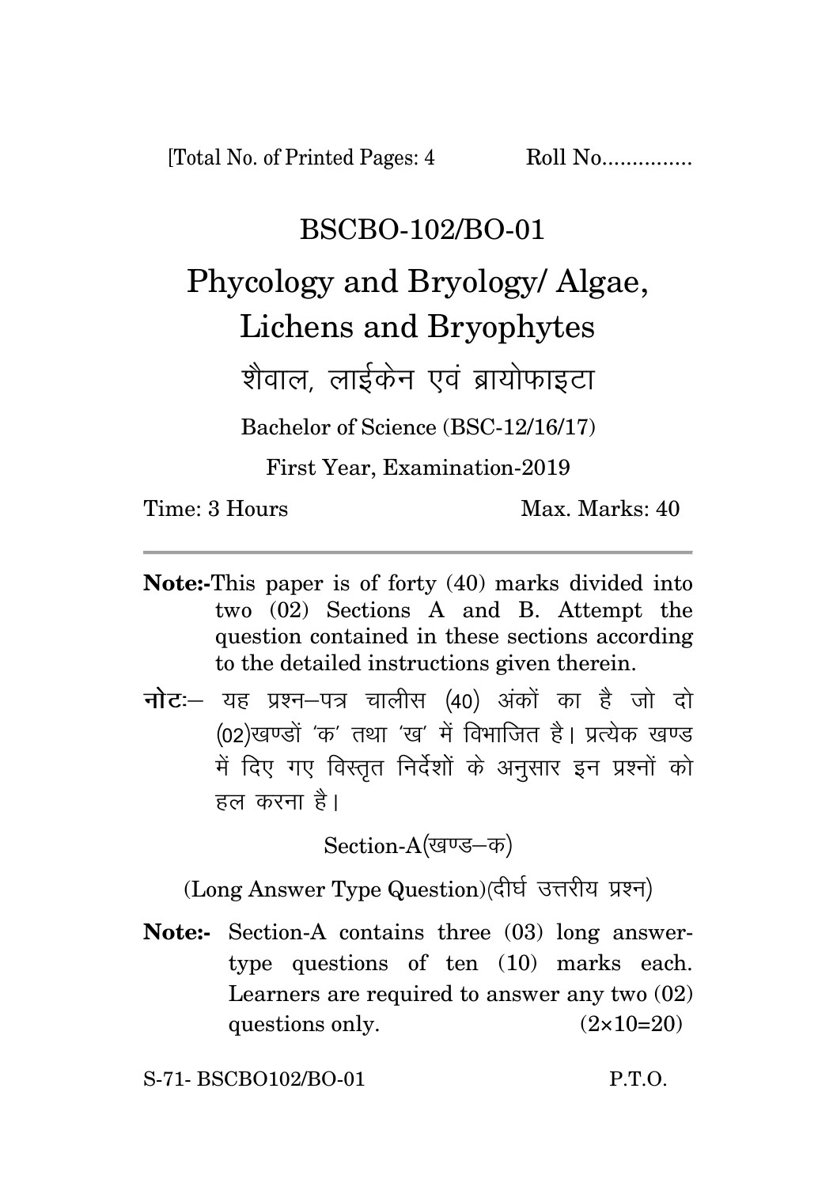[Total No. of Printed Pages: 4 Roll No...............

# BSCBO-102/BO-01

# Phycology and Bryology/ Algae, Lichens and Bryophytes

## शैवाल, लाईकेन एवं ब्रायोफाइटा

Bachelor of Science (BSC-12/16/17)

First Year, Examination-2019

Time: 3 Hours Max. Marks: 40

---

**Note:-** This paper is of forty (40) marks divided into two (02) Sections A and B. Attempt the question contained in these sections according to the detailed instructions given therein.

**नोटः–** यह प्रश्न–पत्र चालीस (40) अंकों का है जो दो (02)खण्डों 'क' तथा 'ख' में विभाजित है। प्रत्येक खण्ड में दिए गए विस्तृत निर्देशों के अनुसार इन प्रश्नों को हल करना है।

### Section-A(खण्ड–क)

(Long Answer Type Question)(दीर्घ उत्तरीय प्रश्न)

**Note:-** Section-A contains three (03) long answer-type questions of ten (10) marks each. Learners are required to answer any two (02) questions only. (2×10=20)

S-71- BSCBO102/BO-01 P.T.O.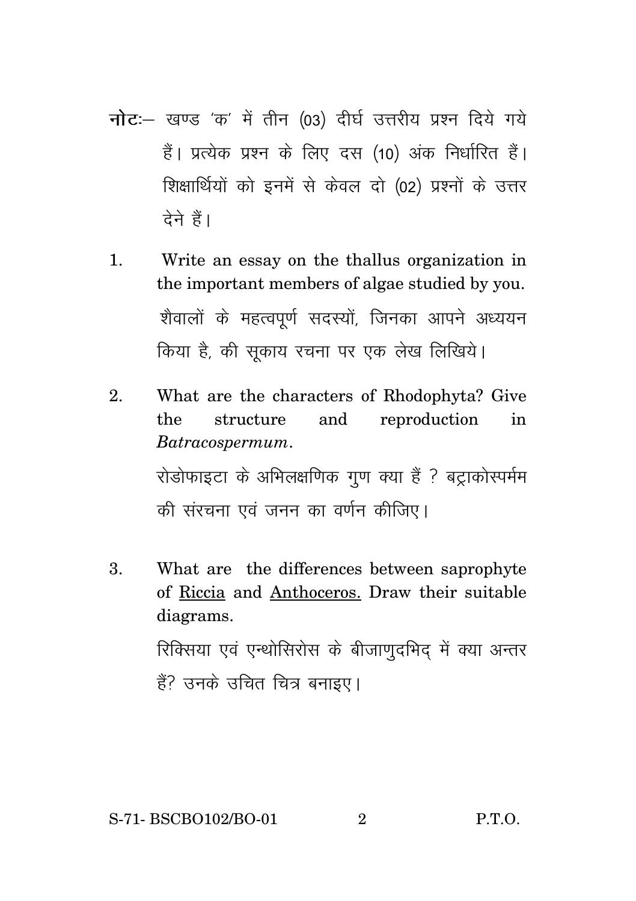**नोटः**– खण्ड 'क' में तीन (03) दीर्घ उत्तरीय प्रश्न दिये गये हैं। प्रत्येक प्रश्न के लिए दस (10) अंक निर्धारित हैं। शिक्षार्थियों को इनमें से केवल दो (02) प्रश्नों के उत्तर देने हैं।

1. Write an essay on the thallus organization in the important members of algae studied by you.

   शैवालों के महत्वपूर्ण सदस्यों, जिनका आपने अध्ययन किया है, की सूकाय रचना पर एक लेख लिखिये।

2. What are the characters of Rhodophyta? Give the structure and reproduction in *Batracospermum*.

   रोडोफाइटा के अभिलक्षणिक गुण क्या हैं ? बट्राकोस्पर्मम की संरचना एवं जनन का वर्णन कीजिए।

3. What are the differences between saprophyte of Riccia and Anthoceros. Draw their suitable diagrams.

   रिक्सिया एवं एन्थोसिरोस के बीजाणुदभिद् में क्या अन्तर हैं? उनके उचित चित्र बनाइए।

S-71- BSCBO102/BO-01 P.T.O.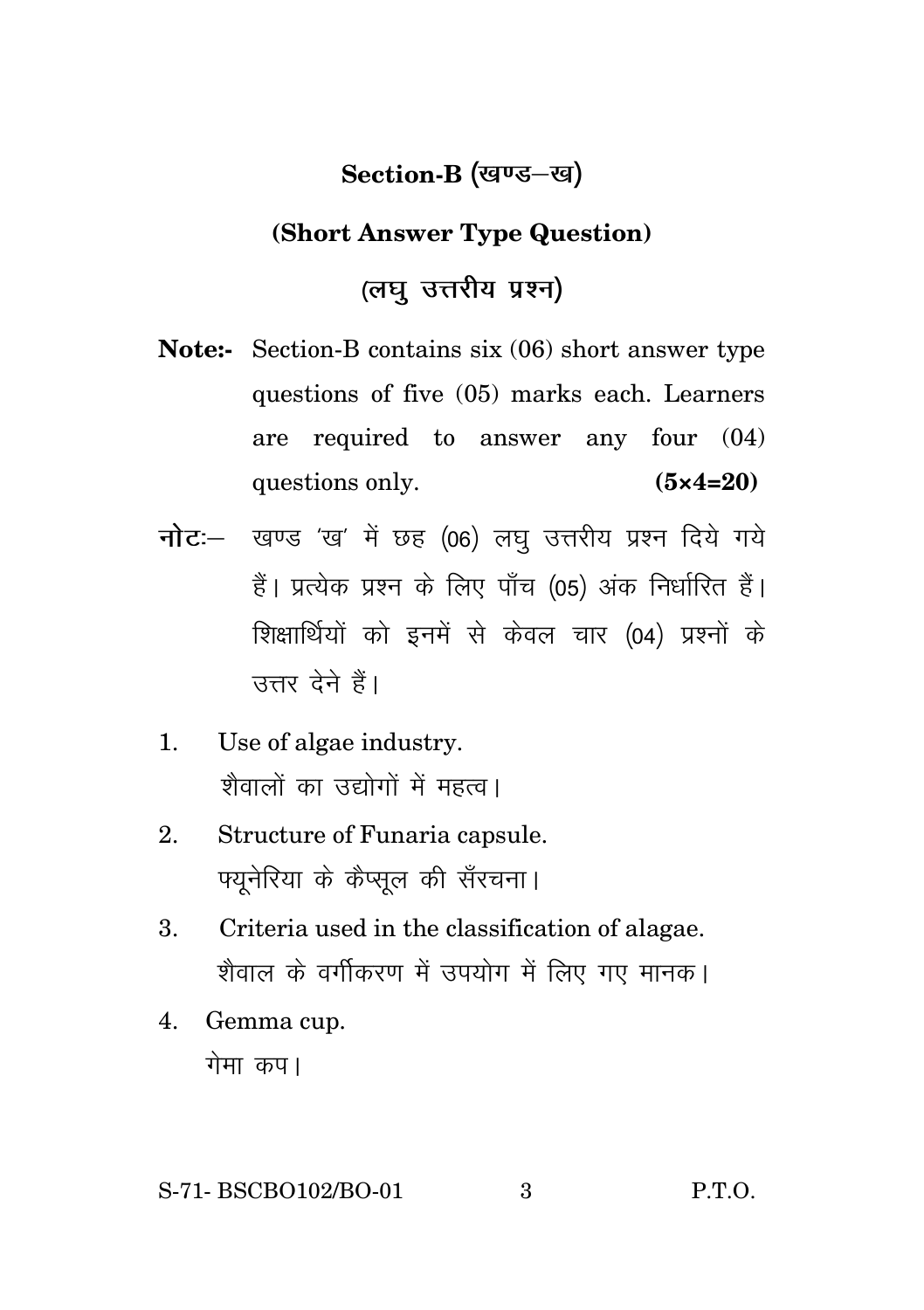## Section-B (खण्ड–ख)

### (Short Answer Type Question)

### (लघु उत्तरीय प्रश्न)

**Note:-** Section-B contains six (06) short answer type questions of five (05) marks each. Learners are required to answer any four (04) questions only. **(5×4=20)**

**नोटः–** खण्ड 'ख' में छह (06) लघु उत्तरीय प्रश्न दिये गये हैं। प्रत्येक प्रश्न के लिए पाँच (05) अंक निर्धारित हैं। शिक्षार्थियों को इनमें से केवल चार (04) प्रश्नों के उत्तर देने हैं।

1. Use of algae industry.
   शैवालों का उद्योगों में महत्व।

2. Structure of Funaria capsule.
   फ्यूनेरिया के कैप्सूल की सँरचना।

3. Criteria used in the classification of alagae.
   शैवाल के वर्गीकरण में उपयोग में लिए गए मानक।

4. Gemma cup.
   गेमा कप।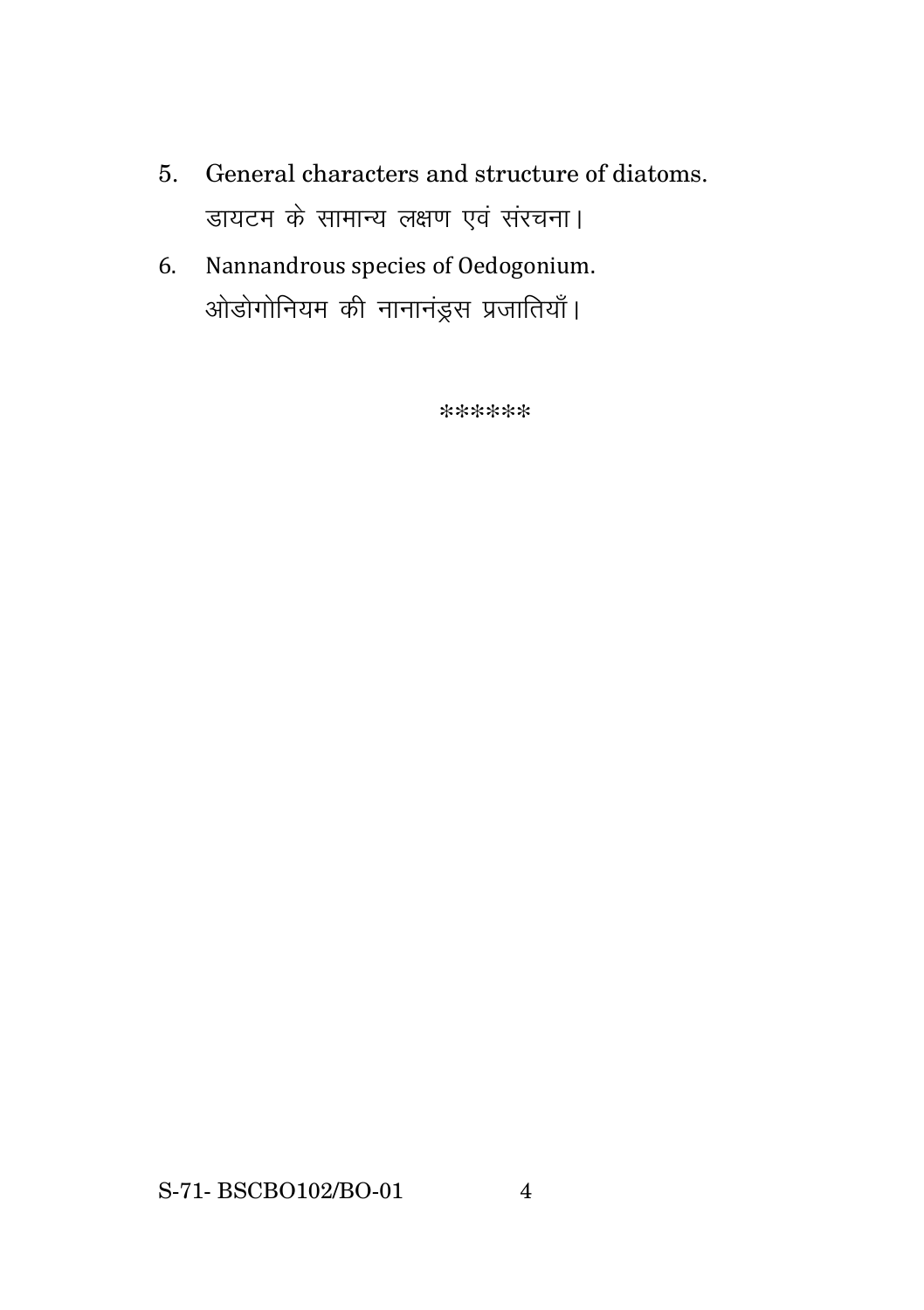5. General characters and structure of diatoms.
   डायटम के सामान्य लक्षण एवं संरचना।

6. Nannandrous species of Oedogonium.
   ओडोगोनियम की नानानंड्रस प्रजातियाँ।

******